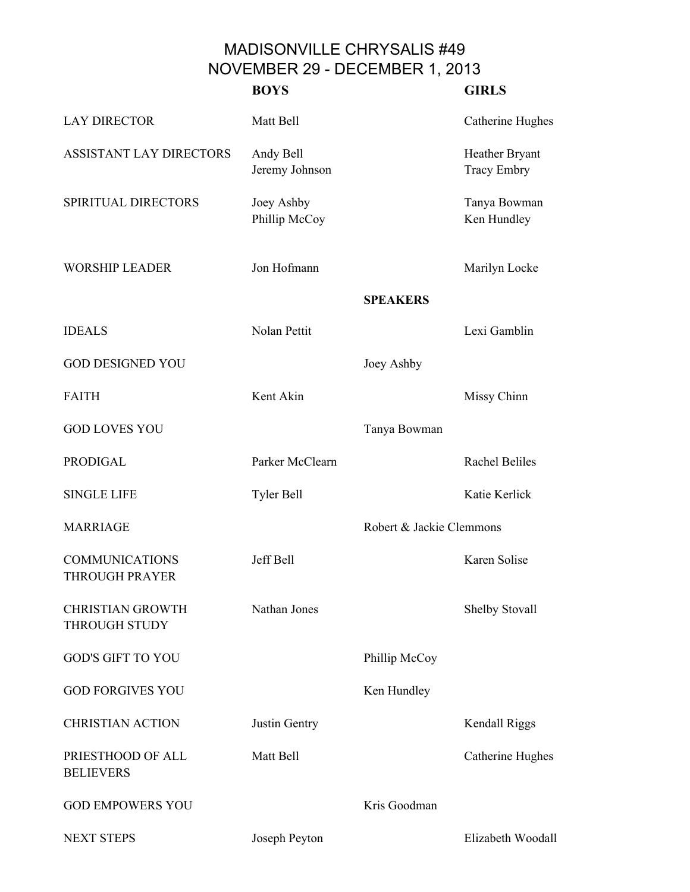# MADISONVILLE CHRYSALIS #49
## NOVEMBER 29 - DECEMBER 1, 2013

| | BOYS | | GIRLS |
|---|---|---|---|
| LAY DIRECTOR | Matt Bell | | Catherine Hughes |
| ASSISTANT LAY DIRECTORS | Andy Bell<br>Jeremy Johnson | | Heather Bryant<br>Tracy Embry |
| SPIRITUAL DIRECTORS | Joey Ashby<br>Phillip McCoy | | Tanya Bowman<br>Ken Hundley |
| WORSHIP LEADER | Jon Hofmann | | Marilyn Locke |
| | | **SPEAKERS** | |
| IDEALS | Nolan Pettit | | Lexi Gamblin |
| GOD DESIGNED YOU | | Joey Ashby | |
| FAITH | Kent Akin | | Missy Chinn |
| GOD LOVES YOU | | Tanya Bowman | |
| PRODIGAL | Parker McClearn | | Rachel Beliles |
| SINGLE LIFE | Tyler Bell | | Katie Kerlick |
| MARRIAGE | | Robert & Jackie Clemmons | |
| COMMUNICATIONS THROUGH PRAYER | Jeff Bell | | Karen Solise |
| CHRISTIAN GROWTH THROUGH STUDY | Nathan Jones | | Shelby Stovall |
| GOD'S GIFT TO YOU | | Phillip McCoy | |
| GOD FORGIVES YOU | | Ken Hundley | |
| CHRISTIAN ACTION | Justin Gentry | | Kendall Riggs |
| PRIESTHOOD OF ALL BELIEVERS | Matt Bell | | Catherine Hughes |
| GOD EMPOWERS YOU | | Kris Goodman | |
| NEXT STEPS | Joseph Peyton | | Elizabeth Woodall |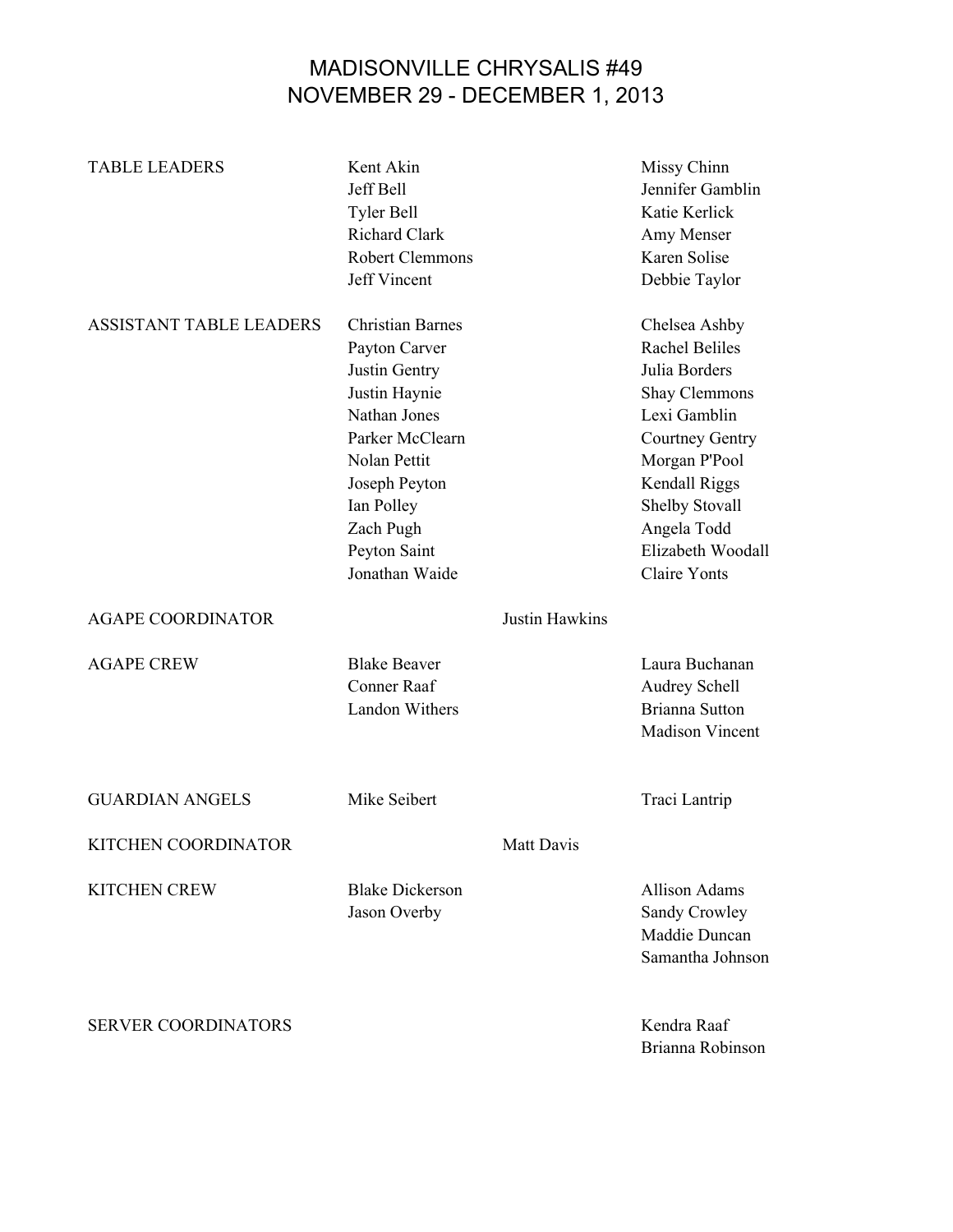# MADISONVILLE CHRYSALIS #49
## NOVEMBER 29 - DECEMBER 1, 2013

| | | | |
|---|---|---|---|
| TABLE LEADERS | Kent Akin | | Missy Chinn |
| | Jeff Bell | | Jennifer Gamblin |
| | Tyler Bell | | Katie Kerlick |
| | Richard Clark | | Amy Menser |
| | Robert Clemmons | | Karen Solise |
| | Jeff Vincent | | Debbie Taylor |
| ASSISTANT TABLE LEADERS | Christian Barnes | | Chelsea Ashby |
| | Payton Carver | | Rachel Beliles |
| | Justin Gentry | | Julia Borders |
| | Justin Haynie | | Shay Clemmons |
| | Nathan Jones | | Lexi Gamblin |
| | Parker McClearn | | Courtney Gentry |
| | Nolan Pettit | | Morgan P'Pool |
| | Joseph Peyton | | Kendall Riggs |
| | Ian Polley | | Shelby Stovall |
| | Zach Pugh | | Angela Todd |
| | Peyton Saint | | Elizabeth Woodall |
| | Jonathan Waide | | Claire Yonts |
| AGAPE COORDINATOR | | Justin Hawkins | |
| AGAPE CREW | Blake Beaver | | Laura Buchanan |
| | Conner Raaf | | Audrey Schell |
| | Landon Withers | | Brianna Sutton |
| | | | Madison Vincent |
| GUARDIAN ANGELS | Mike Seibert | | Traci Lantrip |
| KITCHEN COORDINATOR | | Matt Davis | |
| KITCHEN CREW | Blake Dickerson | | Allison Adams |
| | Jason Overby | | Sandy Crowley |
| | | | Maddie Duncan |
| | | | Samantha Johnson |
| SERVER COORDINATORS | | | Kendra Raaf |
| | | | Brianna Robinson |